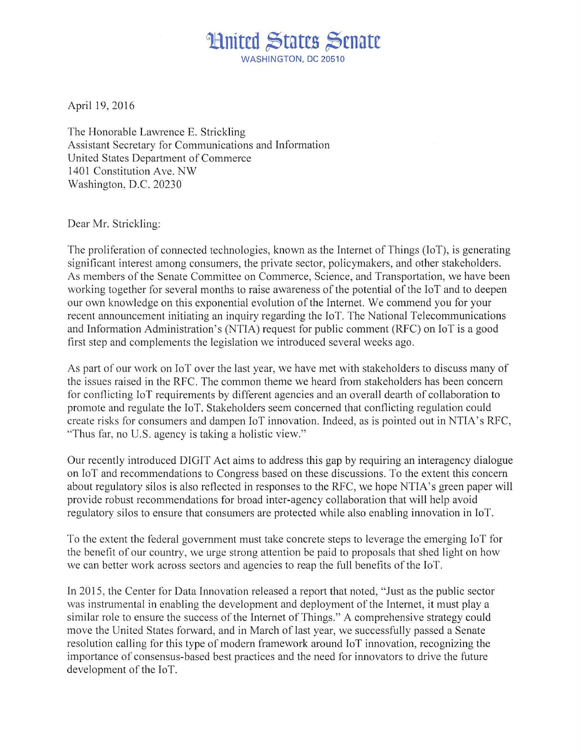# United States Senate

WASHINGTON, DC 20510

April 19, 2016

The Honorable Lawrence E. Strickling
Assistant Secretary for Communications and Information
United States Department of Commerce
1401 Constitution Ave. NW
Washington, D.C. 20230

Dear Mr. Strickling:

The proliferation of connected technologies, known as the Internet of Things (IoT), is generating significant interest among consumers, the private sector, policymakers, and other stakeholders. As members of the Senate Committee on Commerce, Science, and Transportation, we have been working together for several months to raise awareness of the potential of the IoT and to deepen our own knowledge on this exponential evolution of the Internet. We commend you for your recent announcement initiating an inquiry regarding the IoT. The National Telecommunications and Information Administration's (NTIA) request for public comment (RFC) on IoT is a good first step and complements the legislation we introduced several weeks ago.

As part of our work on IoT over the last year, we have met with stakeholders to discuss many of the issues raised in the RFC. The common theme we heard from stakeholders has been concern for conflicting IoT requirements by different agencies and an overall dearth of collaboration to promote and regulate the IoT. Stakeholders seem concerned that conflicting regulation could create risks for consumers and dampen IoT innovation. Indeed, as is pointed out in NTIA's RFC, "Thus far, no U.S. agency is taking a holistic view."

Our recently introduced DIGIT Act aims to address this gap by requiring an interagency dialogue on IoT and recommendations to Congress based on these discussions. To the extent this concern about regulatory silos is also reflected in responses to the RFC, we hope NTIA's green paper will provide robust recommendations for broad inter-agency collaboration that will help avoid regulatory silos to ensure that consumers are protected while also enabling innovation in IoT.

To the extent the federal government must take concrete steps to leverage the emerging IoT for the benefit of our country, we urge strong attention be paid to proposals that shed light on how we can better work across sectors and agencies to reap the full benefits of the IoT.

In 2015, the Center for Data Innovation released a report that noted, "Just as the public sector was instrumental in enabling the development and deployment of the Internet, it must play a similar role to ensure the success of the Internet of Things." A comprehensive strategy could move the United States forward, and in March of last year, we successfully passed a Senate resolution calling for this type of modern framework around IoT innovation, recognizing the importance of consensus-based best practices and the need for innovators to drive the future development of the IoT.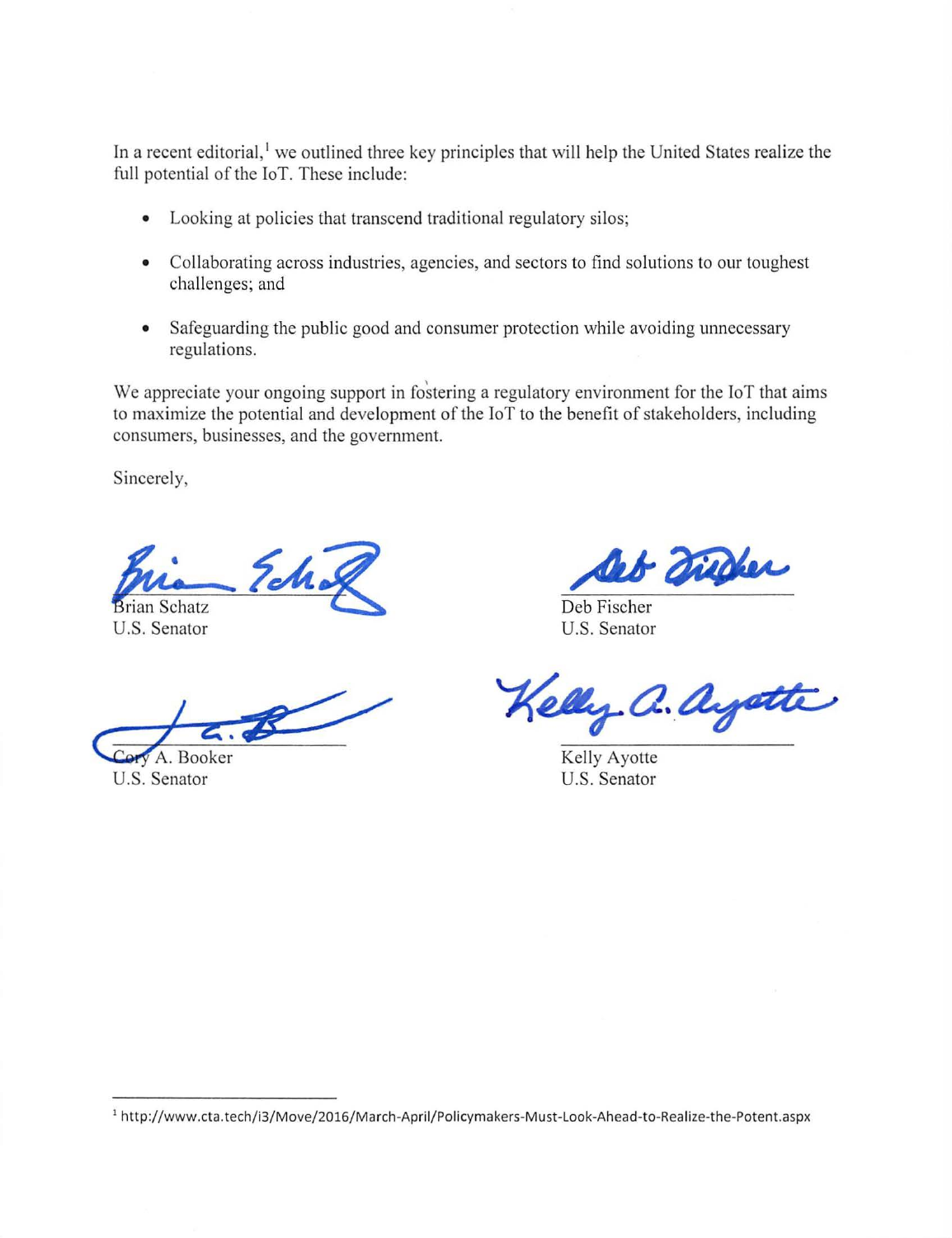In a recent editorial,[1] we outlined three key principles that will help the United States realize the full potential of the IoT. These include:

- Looking at policies that transcend traditional regulatory silos;
- Collaborating across industries, agencies, and sectors to find solutions to our toughest challenges; and
- Safeguarding the public good and consumer protection while avoiding unnecessary regulations.

We appreciate your ongoing support in fostering a regulatory environment for the IoT that aims to maximize the potential and development of the IoT to the benefit of stakeholders, including consumers, businesses, and the government.

Sincerely,

Brian Schatz
U.S. Senator

Deb Fischer
U.S. Senator

Cory A. Booker
U.S. Senator

Kelly Ayotte
U.S. Senator

---

[1] http://www.cta.tech/i3/Move/2016/March-April/Policymakers-Must-Look-Ahead-to-Realize-the-Potent.aspx